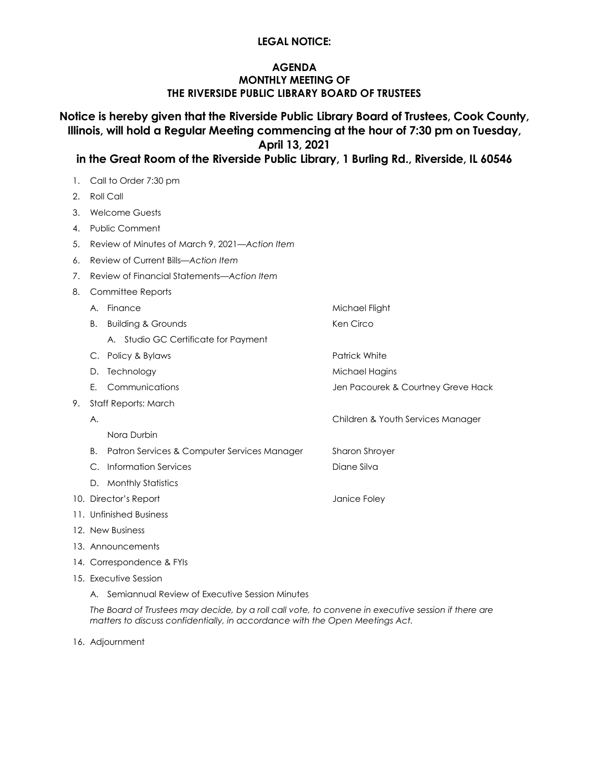**LEGAL NOTICE:**

**AGENDA**
**MONTHLY MEETING OF**
**THE RIVERSIDE PUBLIC LIBRARY BOARD OF TRUSTEES**

**Notice is hereby given that the Riverside Public Library Board of Trustees, Cook County, Illinois, will hold a Regular Meeting commencing at the hour of 7:30 pm on Tuesday, April 13, 2021**
**in the Great Room of the Riverside Public Library, 1 Burling Rd., Riverside, IL 60546**

1. Call to Order 7:30 pm
2. Roll Call
3. Welcome Guests
4. Public Comment
5. Review of Minutes of March 9, 2021—*Action Item*
6. Review of Current Bills—*Action Item*
7. Review of Financial Statements—*Action Item*
8. Committee Reports
   - A. Finance — Michael Flight
   - B. Building & Grounds — Ken Circo
     - A. Studio GC Certificate for Payment
   - C. Policy & Bylaws — Patrick White
   - D. Technology — Michael Hagins
   - E. Communications — Jen Pacourek & Courtney Greve Hack
9. Staff Reports: March
   - A. Children & Youth Services Manager — Nora Durbin
   - B. Patron Services & Computer Services Manager — Sharon Shroyer
   - C. Information Services — Diane Silva
   - D. Monthly Statistics
10. Director's Report — Janice Foley
11. Unfinished Business
12. New Business
13. Announcements
14. Correspondence & FYIs
15. Executive Session
    - A. Semiannual Review of Executive Session Minutes

    *The Board of Trustees may decide, by a roll call vote, to convene in executive session if there are matters to discuss confidentially, in accordance with the Open Meetings Act.*
16. Adjournment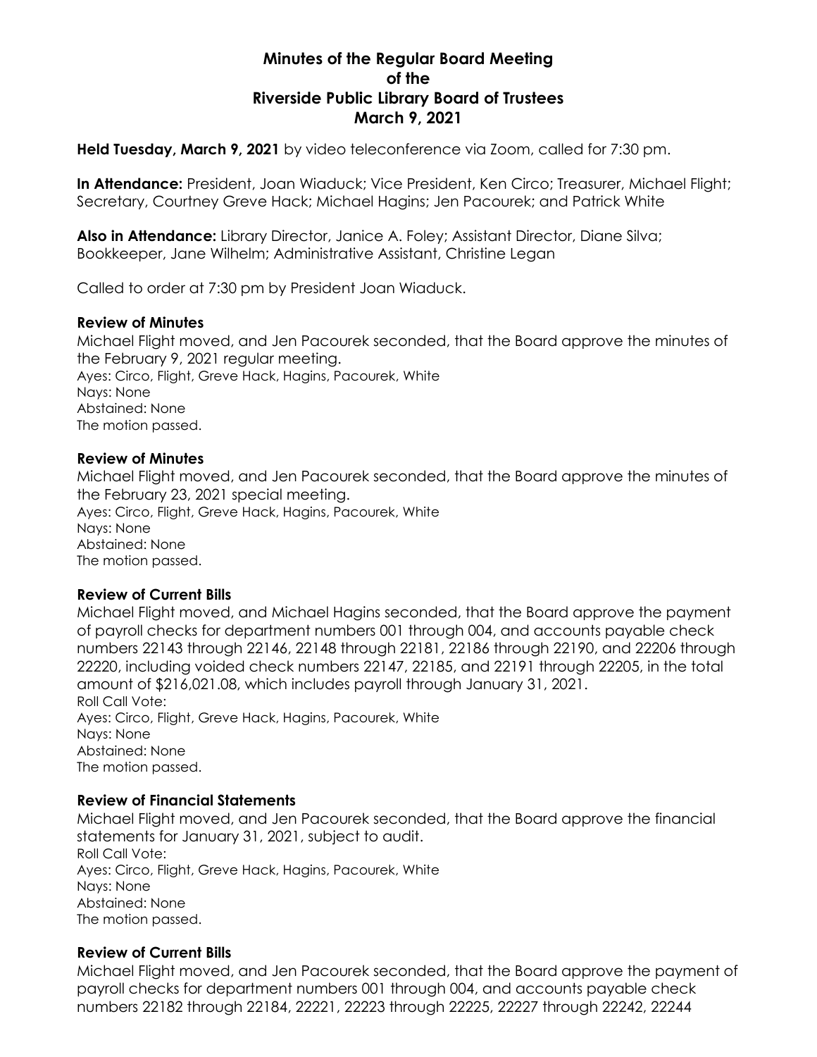# Minutes of the Regular Board Meeting of the Riverside Public Library Board of Trustees March 9, 2021

**Held Tuesday, March 9, 2021** by video teleconference via Zoom, called for 7:30 pm.

**In Attendance:** President, Joan Wiaduck; Vice President, Ken Circo; Treasurer, Michael Flight; Secretary, Courtney Greve Hack; Michael Hagins; Jen Pacourek; and Patrick White

**Also in Attendance:** Library Director, Janice A. Foley; Assistant Director, Diane Silva; Bookkeeper, Jane Wilhelm; Administrative Assistant, Christine Legan

Called to order at 7:30 pm by President Joan Wiaduck.

### Review of Minutes

Michael Flight moved, and Jen Pacourek seconded, that the Board approve the minutes of the February 9, 2021 regular meeting.
Ayes: Circo, Flight, Greve Hack, Hagins, Pacourek, White
Nays: None
Abstained: None
The motion passed.

### Review of Minutes

Michael Flight moved, and Jen Pacourek seconded, that the Board approve the minutes of the February 23, 2021 special meeting.
Ayes: Circo, Flight, Greve Hack, Hagins, Pacourek, White
Nays: None
Abstained: None
The motion passed.

### Review of Current Bills

Michael Flight moved, and Michael Hagins seconded, that the Board approve the payment of payroll checks for department numbers 001 through 004, and accounts payable check numbers 22143 through 22146, 22148 through 22181, 22186 through 22190, and 22206 through 22220, including voided check numbers 22147, 22185, and 22191 through 22205, in the total amount of $216,021.08, which includes payroll through January 31, 2021.
Roll Call Vote:
Ayes: Circo, Flight, Greve Hack, Hagins, Pacourek, White
Nays: None
Abstained: None
The motion passed.

### Review of Financial Statements

Michael Flight moved, and Jen Pacourek seconded, that the Board approve the financial statements for January 31, 2021, subject to audit.
Roll Call Vote:
Ayes: Circo, Flight, Greve Hack, Hagins, Pacourek, White
Nays: None
Abstained: None
The motion passed.

### Review of Current Bills

Michael Flight moved, and Jen Pacourek seconded, that the Board approve the payment of payroll checks for department numbers 001 through 004, and accounts payable check numbers 22182 through 22184, 22221, 22223 through 22225, 22227 through 22242, 22244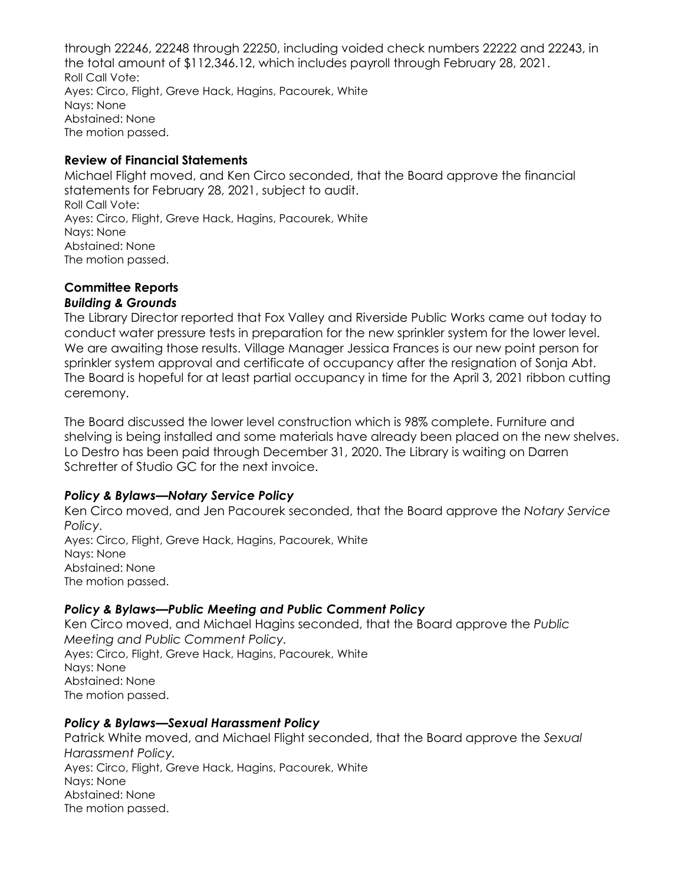through 22246, 22248 through 22250, including voided check numbers 22222 and 22243, in the total amount of $112,346.12, which includes payroll through February 28, 2021.
Roll Call Vote:
Ayes: Circo, Flight, Greve Hack, Hagins, Pacourek, White
Nays: None
Abstained: None
The motion passed.

**Review of Financial Statements**

Michael Flight moved, and Ken Circo seconded, that the Board approve the financial statements for February 28, 2021, subject to audit.
Roll Call Vote:
Ayes: Circo, Flight, Greve Hack, Hagins, Pacourek, White
Nays: None
Abstained: None
The motion passed.

**Committee Reports**

***Building & Grounds***

The Library Director reported that Fox Valley and Riverside Public Works came out today to conduct water pressure tests in preparation for the new sprinkler system for the lower level. We are awaiting those results. Village Manager Jessica Frances is our new point person for sprinkler system approval and certificate of occupancy after the resignation of Sonja Abt. The Board is hopeful for at least partial occupancy in time for the April 3, 2021 ribbon cutting ceremony.

The Board discussed the lower level construction which is 98% complete. Furniture and shelving is being installed and some materials have already been placed on the new shelves. Lo Destro has been paid through December 31, 2020. The Library is waiting on Darren Schretter of Studio GC for the next invoice.

***Policy & Bylaws—Notary Service Policy***

Ken Circo moved, and Jen Pacourek seconded, that the Board approve the *Notary Service Policy*.
Ayes: Circo, Flight, Greve Hack, Hagins, Pacourek, White
Nays: None
Abstained: None
The motion passed.

***Policy & Bylaws—Public Meeting and Public Comment Policy***

Ken Circo moved, and Michael Hagins seconded, that the Board approve the *Public Meeting and Public Comment Policy.*
Ayes: Circo, Flight, Greve Hack, Hagins, Pacourek, White
Nays: None
Abstained: None
The motion passed.

***Policy & Bylaws—Sexual Harassment Policy***

Patrick White moved, and Michael Flight seconded, that the Board approve the *Sexual Harassment Policy.*
Ayes: Circo, Flight, Greve Hack, Hagins, Pacourek, White
Nays: None
Abstained: None
The motion passed.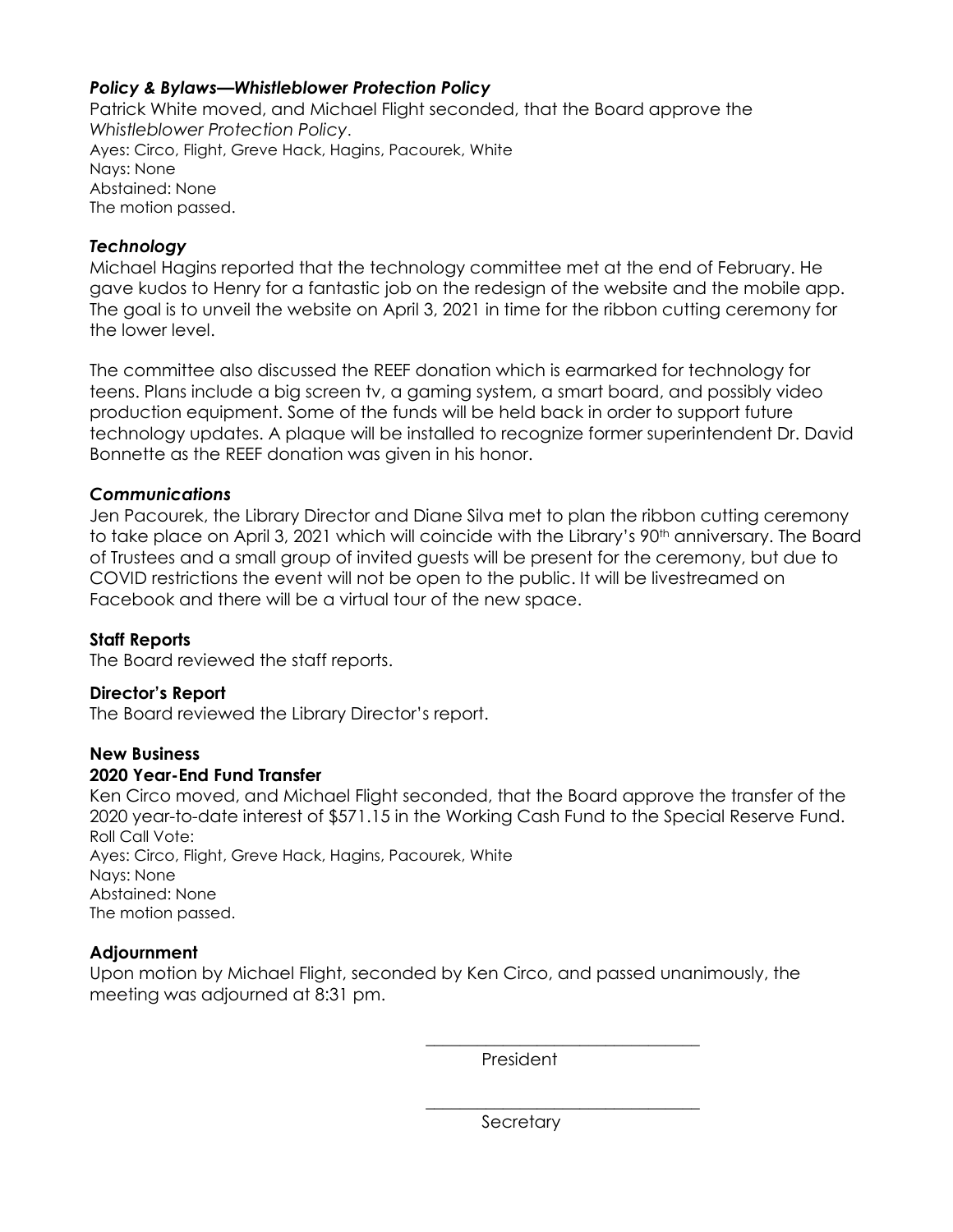### ***Policy & Bylaws—Whistleblower Protection Policy***

Patrick White moved, and Michael Flight seconded, that the Board approve the *Whistleblower Protection Policy*.
Ayes: Circo, Flight, Greve Hack, Hagins, Pacourek, White
Nays: None
Abstained: None
The motion passed.

### ***Technology***

Michael Hagins reported that the technology committee met at the end of February. He gave kudos to Henry for a fantastic job on the redesign of the website and the mobile app. The goal is to unveil the website on April 3, 2021 in time for the ribbon cutting ceremony for the lower level.

The committee also discussed the REEF donation which is earmarked for technology for teens. Plans include a big screen tv, a gaming system, a smart board, and possibly video production equipment. Some of the funds will be held back in order to support future technology updates. A plaque will be installed to recognize former superintendent Dr. David Bonnette as the REEF donation was given in his honor.

### ***Communications***

Jen Pacourek, the Library Director and Diane Silva met to plan the ribbon cutting ceremony to take place on April 3, 2021 which will coincide with the Library's 90th anniversary. The Board of Trustees and a small group of invited guests will be present for the ceremony, but due to COVID restrictions the event will not be open to the public. It will be livestreamed on Facebook and there will be a virtual tour of the new space.

### **Staff Reports**

The Board reviewed the staff reports.

### **Director's Report**

The Board reviewed the Library Director's report.

### **New Business**

#### **2020 Year-End Fund Transfer**

Ken Circo moved, and Michael Flight seconded, that the Board approve the transfer of the 2020 year-to-date interest of $571.15 in the Working Cash Fund to the Special Reserve Fund.
Roll Call Vote:
Ayes: Circo, Flight, Greve Hack, Hagins, Pacourek, White
Nays: None
Abstained: None
The motion passed.

### **Adjournment**

Upon motion by Michael Flight, seconded by Ken Circo, and passed unanimously, the meeting was adjourned at 8:31 pm.

\_\_\_\_\_\_\_\_\_\_\_\_\_\_\_\_\_\_\_\_\_\_\_\_\_\_\_\_\_\_\_\_
President

\_\_\_\_\_\_\_\_\_\_\_\_\_\_\_\_\_\_\_\_\_\_\_\_\_\_\_\_\_\_\_\_
Secretary